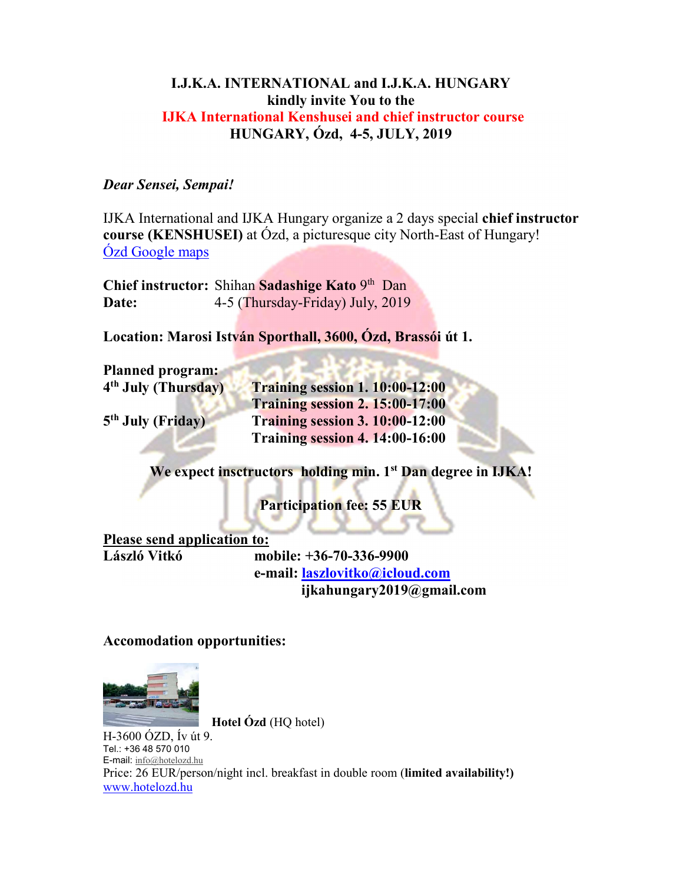**I.J.K.A. INTERNATIONAL and I.J.K.A. HUNGARY**
**kindly invite You to the**
**IJKA International Kenshusei and chief instructor course**
**HUNGARY, Ózd, 4-5, JULY, 2019**

***Dear Sensei, Sempai!***

IJKA International and IJKA Hungary organize a 2 days special **chief instructor course (KENSHUSEI)** at Ózd, a picturesque city North-East of Hungary!
Ózd Google maps

**Chief instructor:** Shihan **Sadashige Kato** 9th Dan
**Date:** 4-5 (Thursday-Friday) July, 2019

**Location: Marosi István Sporthall, 3600, Ózd, Brassói út 1.**

**Planned program:**

| | |
|---|---|
| **4th July (Thursday)** | **Training session 1. 10:00-12:00** |
| | **Training session 2. 15:00-17:00** |
| **5th July (Friday)** | **Training session 3. 10:00-12:00** |
| | **Training session 4. 14:00-16:00** |

**We expect insctructors holding min. 1st Dan degree in IJKA!**

**Participation fee: 55 EUR**

**Please send application to:**
**László Vitkó** **mobile: +36-70-336-9900**
**e-mail: laszlovitko@icloud.com**
**ijkahungary2019@gmail.com**

**Accomodation opportunities:**

**Hotel Ózd** (HQ hotel)
H-3600 ÓZD, Ív út 9.
Tel.: +36 48 570 010
E-mail: info@hotelozd.hu
Price: 26 EUR/person/night incl. breakfast in double room (**limited availability!**)
www.hotelozd.hu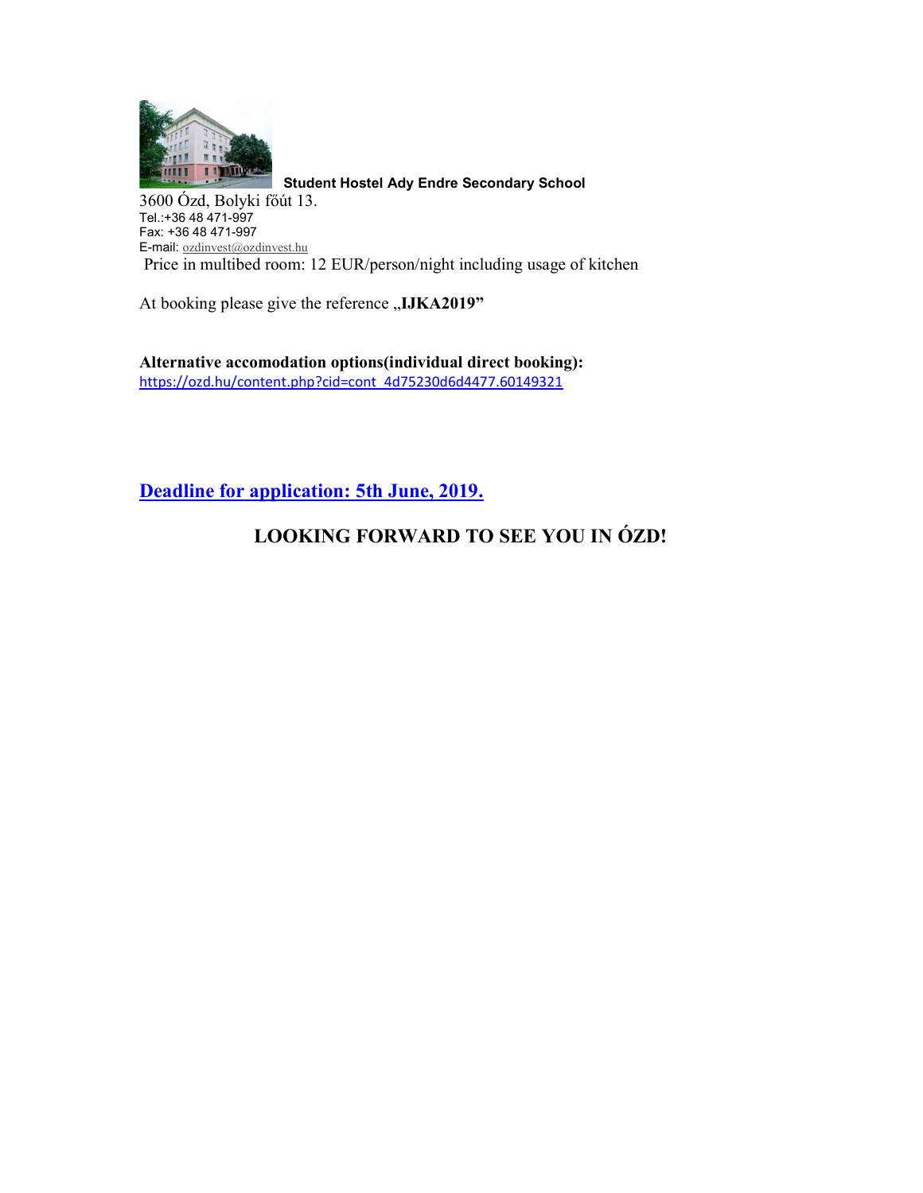**Student Hostel Ady Endre Secondary School**

3600 Ózd, Bolyki főút 13.
Tel.:+36 48 471-997
Fax: +36 48 471-997
E-mail: ozdinvest@ozdinvest.hu
Price in multibed room: 12 EUR/person/night including usage of kitchen

At booking please give the reference „**IJKA2019**"

**Alternative accomodation options(individual direct booking):**
https://ozd.hu/content.php?cid=cont_4d75230d6d4477.60149321

**Deadline for application: 5th June, 2019.**

**LOOKING FORWARD TO SEE YOU IN ÓZD!**